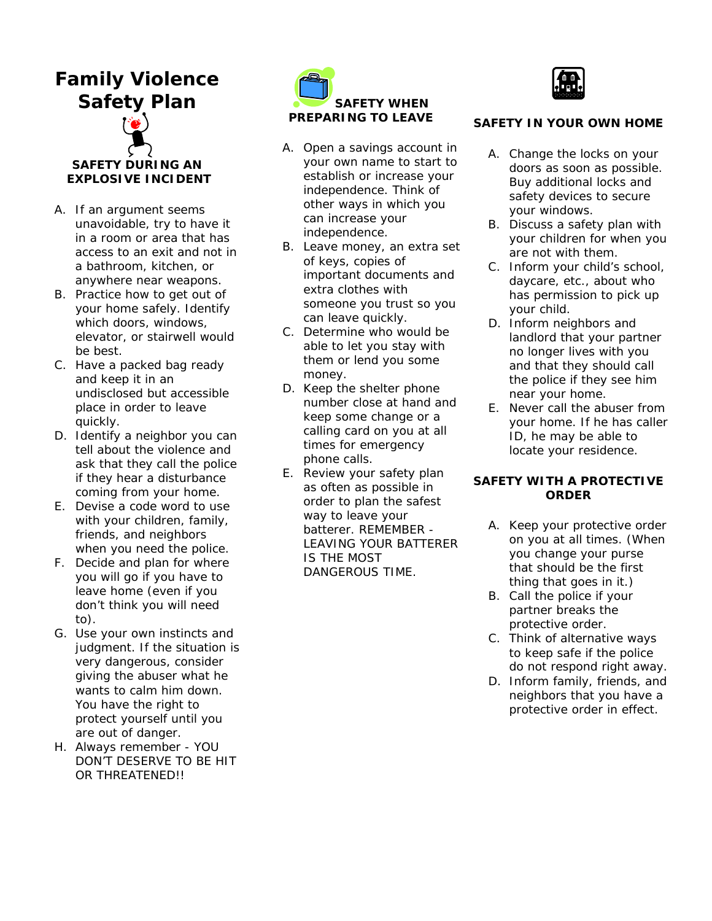# Family Violence Safety Plan

## SAFETY DURING AN EXPLOSIVE INCIDENT

A. If an argument seems unavoidable, try to have it in a room or area that has access to an exit and not in a bathroom, kitchen, or anywhere near weapons.

B. Practice how to get out of your home safely. Identify which doors, windows, elevator, or stairwell would be best.

C. Have a packed bag ready and keep it in an undisclosed but accessible place in order to leave quickly.

D. Identify a neighbor you can tell about the violence and ask that they call the police if they hear a disturbance coming from your home.

E. Devise a code word to use with your children, family, friends, and neighbors when you need the police.

F. Decide and plan for where you will go if you have to leave home (even if you don't think you will need to).

G. Use your own instincts and judgment. If the situation is very dangerous, consider giving the abuser what he wants to calm him down. You have the right to protect yourself until you are out of danger.

H. Always remember - YOU DON'T DESERVE TO BE HIT OR THREATENED!!

## SAFETY WHEN PREPARING TO LEAVE

A. Open a savings account in your own name to start to establish or increase your independence. Think of other ways in which you can increase your independence.

B. Leave money, an extra set of keys, copies of important documents and extra clothes with someone you trust so you can leave quickly.

C. Determine who would be able to let you stay with them or lend you some money.

D. Keep the shelter phone number close at hand and keep some change or a calling card on you at all times for emergency phone calls.

E. Review your safety plan as often as possible in order to plan the safest way to leave your batterer. REMEMBER - LEAVING YOUR BATTERER IS THE MOST DANGEROUS TIME.

## SAFETY IN YOUR OWN HOME

A. Change the locks on your doors as soon as possible. Buy additional locks and safety devices to secure your windows.

B. Discuss a safety plan with your children for when you are not with them.

C. Inform your child's school, daycare, etc., about who has permission to pick up your child.

D. Inform neighbors and landlord that your partner no longer lives with you and that they should call the police if they see him near your home.

E. Never call the abuser from your home. If he has caller ID, he may be able to locate your residence.

## SAFETY WITH A PROTECTIVE ORDER

A. Keep your protective order on you at all times. (When you change your purse that should be the first thing that goes in it.)

B. Call the police if your partner breaks the protective order.

C. Think of alternative ways to keep safe if the police do not respond right away.

D. Inform family, friends, and neighbors that you have a protective order in effect.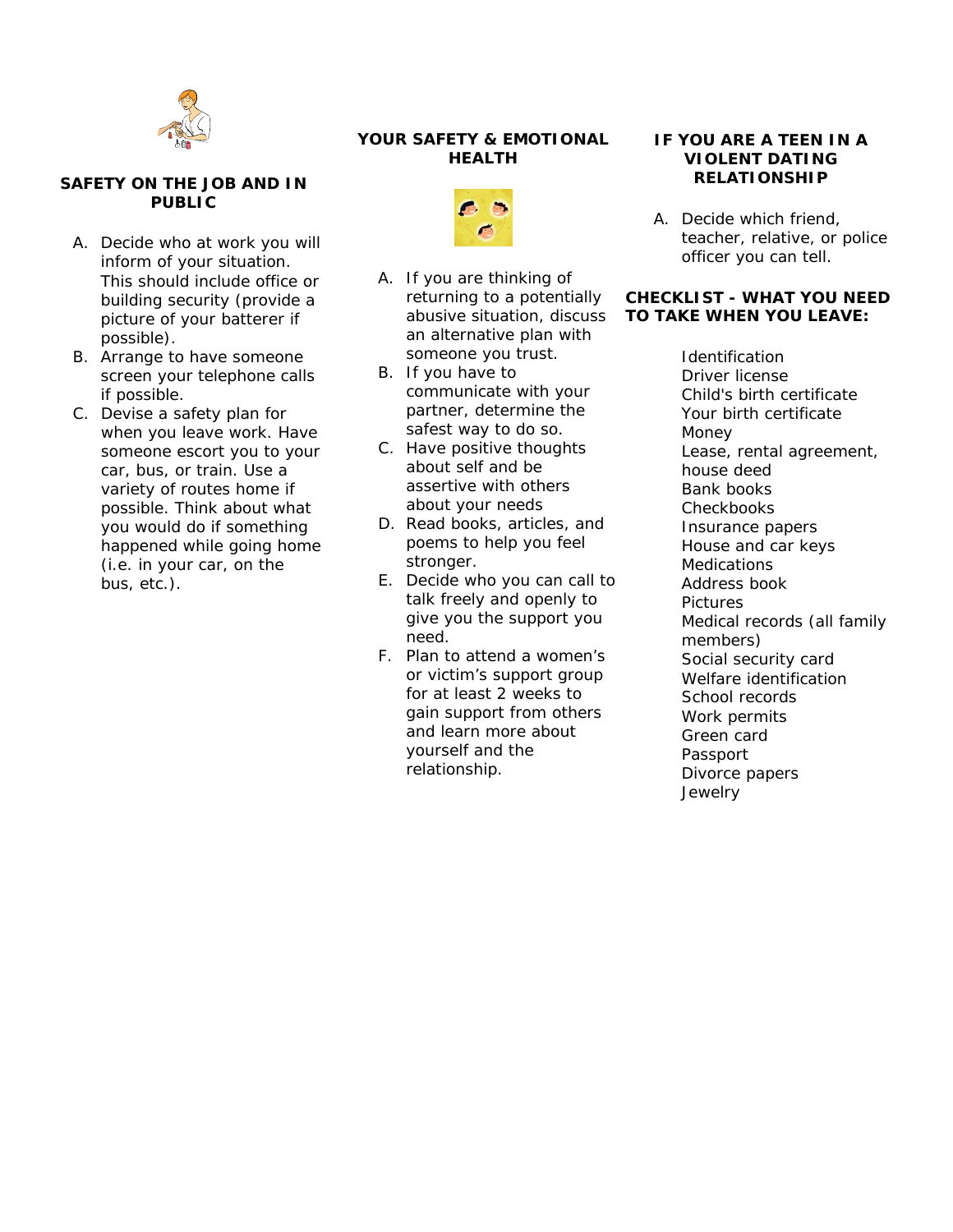## SAFETY ON THE JOB AND IN PUBLIC

A. Decide who at work you will inform of your situation. This should include office or building security (provide a picture of your batterer if possible).
B. Arrange to have someone screen your telephone calls if possible.
C. Devise a safety plan for when you leave work. Have someone escort you to your car, bus, or train. Use a variety of routes home if possible. Think about what you would do if something happened while going home (i.e. in your car, on the bus, etc.).

## YOUR SAFETY & EMOTIONAL HEALTH

A. If you are thinking of returning to a potentially abusive situation, discuss an alternative plan with someone you trust.
B. If you have to communicate with your partner, determine the safest way to do so.
C. Have positive thoughts about self and be assertive with others about your needs
D. Read books, articles, and poems to help you feel stronger.
E. Decide who you can call to talk freely and openly to give you the support you need.
F. Plan to attend a women's or victim's support group for at least 2 weeks to gain support from others and learn more about yourself and the relationship.

## IF YOU ARE A TEEN IN A VIOLENT DATING RELATIONSHIP

A. Decide which friend, teacher, relative, or police officer you can tell.

## CHECKLIST - WHAT YOU NEED TO TAKE WHEN YOU LEAVE:

- Identification
- Driver license
- Child's birth certificate
- Your birth certificate
- Money
- Lease, rental agreement, house deed
- Bank books
- Checkbooks
- Insurance papers
- House and car keys
- Medications
- Address book
- Pictures
- Medical records (all family members)
- Social security card
- Welfare identification
- School records
- Work permits
- Green card
- Passport
- Divorce papers
- Jewelry